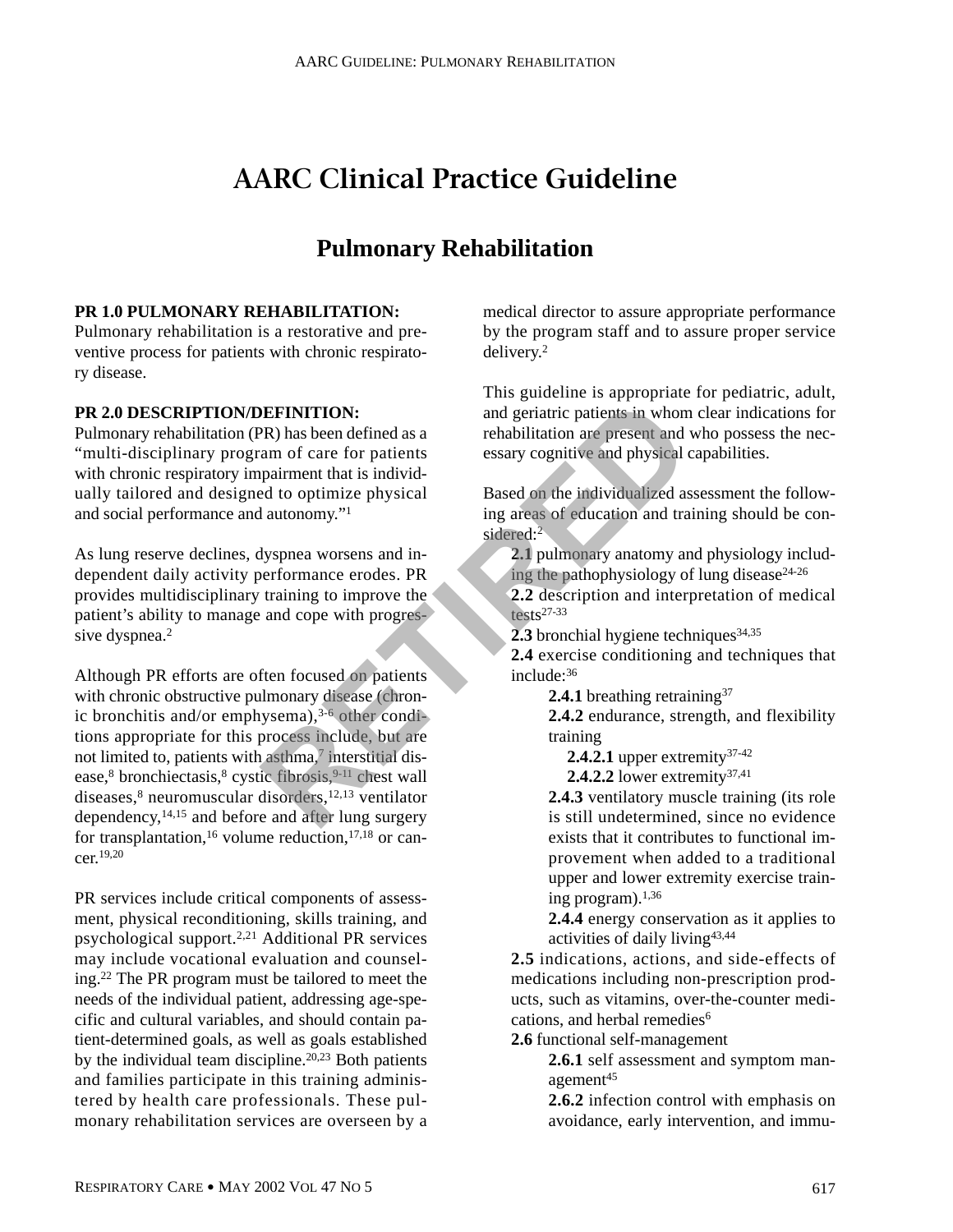# AARC Clinical Practice Guideline

## Pulmonary Rehabilitation

**PR 1.0 PULMONARY REHABILITATION:**
Pulmonary rehabilitation is a restorative and preventive process for patients with chronic respiratory disease.

**PR 2.0 DESCRIPTION/DEFINITION:**
Pulmonary rehabilitation (PR) has been defined as a "multi-disciplinary program of care for patients with chronic respiratory impairment that is individually tailored and designed to optimize physical and social performance and autonomy."[1]

As lung reserve declines, dyspnea worsens and independent daily activity performance erodes. PR provides multidisciplinary training to improve the patient's ability to manage and cope with progressive dyspnea.[2]

Although PR efforts are often focused on patients with chronic obstructive pulmonary disease (chronic bronchitis and/or emphysema),[3-6] other conditions appropriate for this process include, but are not limited to, patients with asthma,[7] interstitial disease,[8] bronchiectasis,[8] cystic fibrosis,[9-11] chest wall diseases,[8] neuromuscular disorders,[12,13] ventilator dependency,[14,15] and before and after lung surgery for transplantation,[16] volume reduction,[17,18] or cancer.[19,20]

PR services include critical components of assessment, physical reconditioning, skills training, and psychological support.[2,21] Additional PR services may include vocational evaluation and counseling.[22] The PR program must be tailored to meet the needs of the individual patient, addressing age-specific and cultural variables, and should contain patient-determined goals, as well as goals established by the individual team discipline.[20,23] Both patients and families participate in this training administered by health care professionals. These pulmonary rehabilitation services are overseen by a medical director to assure appropriate performance by the program staff and to assure proper service delivery.[2]

This guideline is appropriate for pediatric, adult, and geriatric patients in whom clear indications for rehabilitation are present and who possess the necessary cognitive and physical capabilities.

Based on the individualized assessment the following areas of education and training should be considered:[2]

- **2.1** pulmonary anatomy and physiology including the pathophysiology of lung disease[24-26]
- **2.2** description and interpretation of medical tests[27-33]
- **2.3** bronchial hygiene techniques[34,35]
- **2.4** exercise conditioning and techniques that include:[36]
  - **2.4.1** breathing retraining[37]
  - **2.4.2** endurance, strength, and flexibility training
    - **2.4.2.1** upper extremity[37-42]
    - **2.4.2.2** lower extremity[37,41]
  - **2.4.3** ventilatory muscle training (its role is still undetermined, since no evidence exists that it contributes to functional improvement when added to a traditional upper and lower extremity exercise training program).[1,36]
  - **2.4.4** energy conservation as it applies to activities of daily living[43,44]
- **2.5** indications, actions, and side-effects of medications including non-prescription products, such as vitamins, over-the-counter medications, and herbal remedies[6]
- **2.6** functional self-management
  - **2.6.1** self assessment and symptom management[45]
  - **2.6.2** infection control with emphasis on avoidance, early intervention, and immu-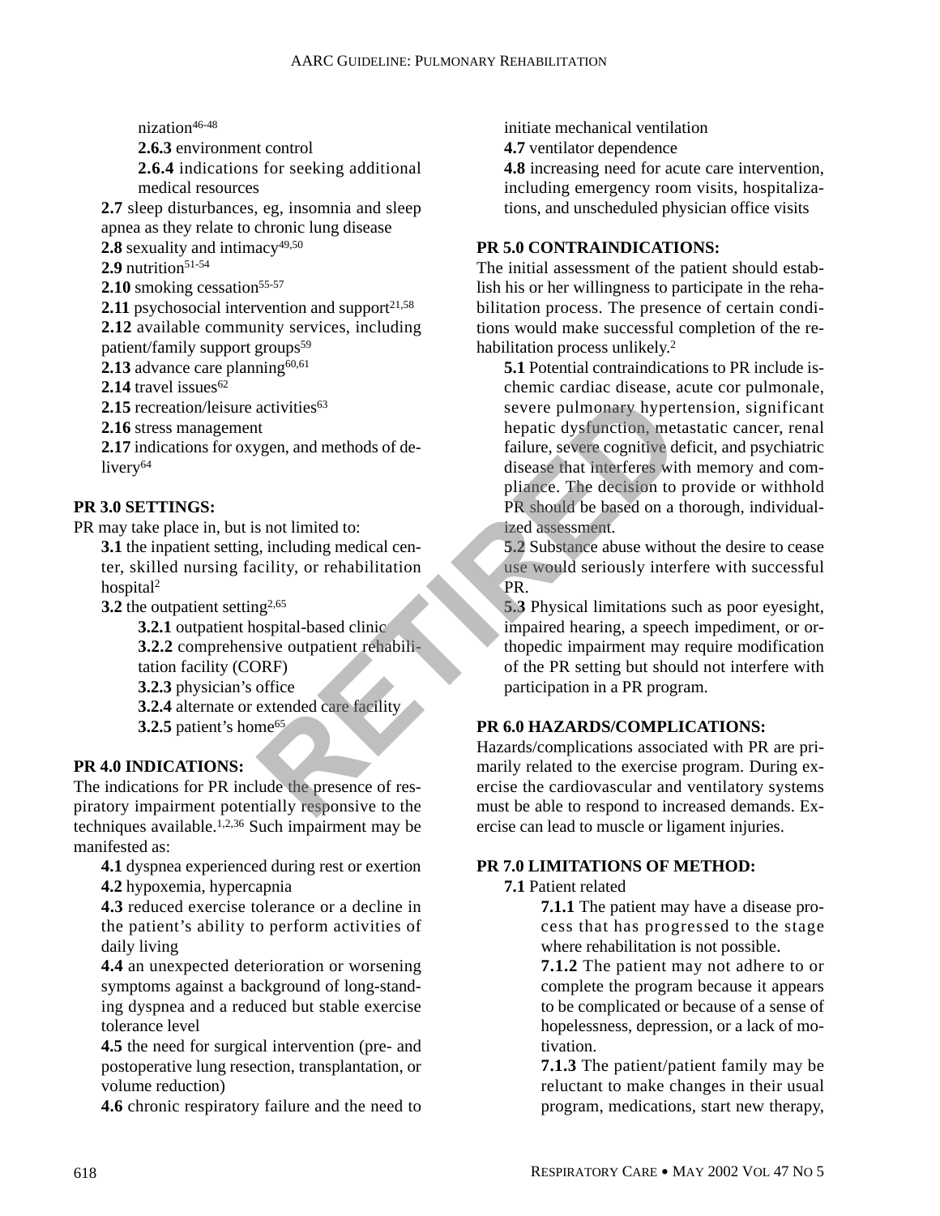nization[46-48]

**2.6.3** environment control

**2.6.4** indications for seeking additional medical resources

**2.7** sleep disturbances, eg, insomnia and sleep apnea as they relate to chronic lung disease

**2.8** sexuality and intimacy[49,50]

**2.9** nutrition[51-54]

**2.10** smoking cessation[55-57]

**2.11** psychosocial intervention and support[21,58]

**2.12** available community services, including patient/family support groups[59]

**2.13** advance care planning[60,61]

**2.14** travel issues[62]

**2.15** recreation/leisure activities[63]

**2.16** stress management

**2.17** indications for oxygen, and methods of delivery[64]

## PR 3.0 SETTINGS:

PR may take place in, but is not limited to:

**3.1** the inpatient setting, including medical center, skilled nursing facility, or rehabilitation hospital[2]

**3.2** the outpatient setting[2,65]

**3.2.1** outpatient hospital-based clinic

**3.2.2** comprehensive outpatient rehabilitation facility (CORF)

**3.2.3** physician's office

**3.2.4** alternate or extended care facility

**3.2.5** patient's home[65]

## PR 4.0 INDICATIONS:

The indications for PR include the presence of respiratory impairment potentially responsive to the techniques available.[1,2,36] Such impairment may be manifested as:

**4.1** dyspnea experienced during rest or exertion

**4.2** hypoxemia, hypercapnia

**4.3** reduced exercise tolerance or a decline in the patient's ability to perform activities of daily living

**4.4** an unexpected deterioration or worsening symptoms against a background of long-standing dyspnea and a reduced but stable exercise tolerance level

**4.5** the need for surgical intervention (pre- and postoperative lung resection, transplantation, or volume reduction)

**4.6** chronic respiratory failure and the need to initiate mechanical ventilation

**4.7** ventilator dependence

**4.8** increasing need for acute care intervention, including emergency room visits, hospitalizations, and unscheduled physician office visits

## PR 5.0 CONTRAINDICATIONS:

The initial assessment of the patient should establish his or her willingness to participate in the rehabilitation process. The presence of certain conditions would make successful completion of the rehabilitation process unlikely.[2]

**5.1** Potential contraindications to PR include ischemic cardiac disease, acute cor pulmonale, severe pulmonary hypertension, significant hepatic dysfunction, metastatic cancer, renal failure, severe cognitive deficit, and psychiatric disease that interferes with memory and compliance. The decision to provide or withhold PR should be based on a thorough, individualized assessment.

**5.2** Substance abuse without the desire to cease use would seriously interfere with successful PR.

**5.3** Physical limitations such as poor eyesight, impaired hearing, a speech impediment, or orthopedic impairment may require modification of the PR setting but should not interfere with participation in a PR program.

## PR 6.0 HAZARDS/COMPLICATIONS:

Hazards/complications associated with PR are primarily related to the exercise program. During exercise the cardiovascular and ventilatory systems must be able to respond to increased demands. Exercise can lead to muscle or ligament injuries.

## PR 7.0 LIMITATIONS OF METHOD:

**7.1** Patient related

**7.1.1** The patient may have a disease process that has progressed to the stage where rehabilitation is not possible.

**7.1.2** The patient may not adhere to or complete the program because it appears to be complicated or because of a sense of hopelessness, depression, or a lack of motivation.

**7.1.3** The patient/patient family may be reluctant to make changes in their usual program, medications, start new therapy,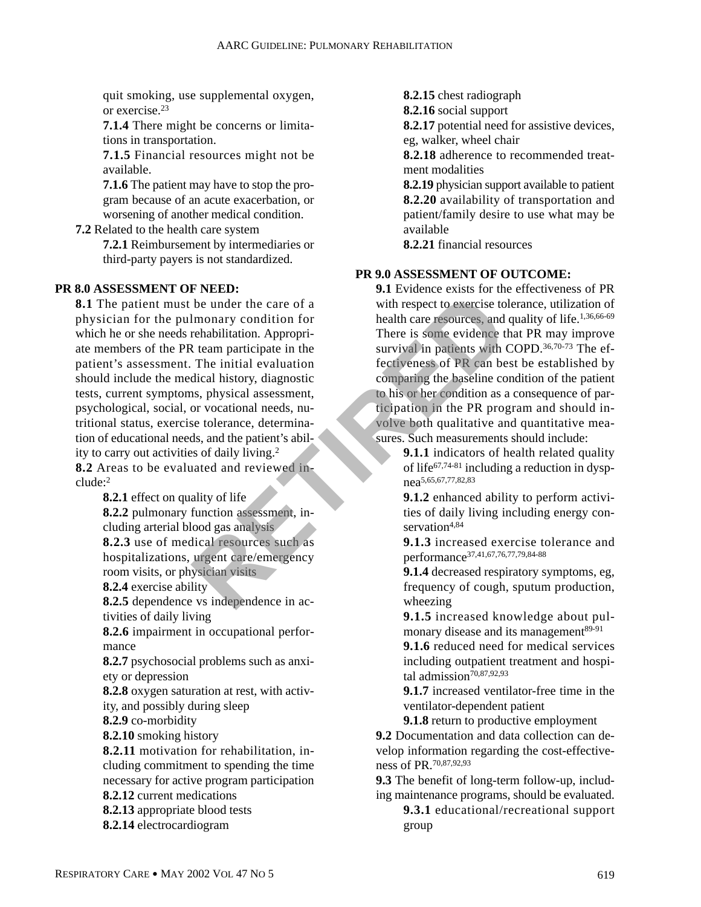quit smoking, use supplemental oxygen, or exercise.[23]

**7.1.4** There might be concerns or limitations in transportation.

**7.1.5** Financial resources might not be available.

**7.1.6** The patient may have to stop the program because of an acute exacerbation, or worsening of another medical condition.

**7.2** Related to the health care system

**7.2.1** Reimbursement by intermediaries or third-party payers is not standardized.

**PR 8.0 ASSESSMENT OF NEED:**

**8.1** The patient must be under the care of a physician for the pulmonary condition for which he or she needs rehabilitation. Appropriate members of the PR team participate in the patient's assessment. The initial evaluation should include the medical history, diagnostic tests, current symptoms, physical assessment, psychological, social, or vocational needs, nutritional status, exercise tolerance, determination of educational needs, and the patient's ability to carry out activities of daily living.[2]

**8.2** Areas to be evaluated and reviewed include:[2]

**8.2.1** effect on quality of life

**8.2.2** pulmonary function assessment, including arterial blood gas analysis

**8.2.3** use of medical resources such as hospitalizations, urgent care/emergency room visits, or physician visits

**8.2.4** exercise ability

**8.2.5** dependence vs independence in activities of daily living

**8.2.6** impairment in occupational performance

**8.2.7** psychosocial problems such as anxiety or depression

**8.2.8** oxygen saturation at rest, with activity, and possibly during sleep

**8.2.9** co-morbidity

**8.2.10** smoking history

**8.2.11** motivation for rehabilitation, including commitment to spending the time necessary for active program participation

**8.2.12** current medications

**8.2.13** appropriate blood tests

**8.2.14** electrocardiogram

**8.2.15** chest radiograph

**8.2.16** social support

**8.2.17** potential need for assistive devices, eg, walker, wheel chair

**8.2.18** adherence to recommended treatment modalities

**8.2.19** physician support available to patient

**8.2.20** availability of transportation and patient/family desire to use what may be available

**8.2.21** financial resources

**PR 9.0 ASSESSMENT OF OUTCOME:**

**9.1** Evidence exists for the effectiveness of PR with respect to exercise tolerance, utilization of health care resources, and quality of life.[1,36,66-69] There is some evidence that PR may improve survival in patients with COPD.[36,70-73] The effectiveness of PR can best be established by comparing the baseline condition of the patient to his or her condition as a consequence of participation in the PR program and should involve both qualitative and quantitative measures. Such measurements should include:

**9.1.1** indicators of health related quality of life[67,74-81] including a reduction in dyspnea[5,65,67,77,82,83]

**9.1.2** enhanced ability to perform activities of daily living including energy conservation[4,84]

**9.1.3** increased exercise tolerance and performance[37,41,67,76,77,79,84-88]

**9.1.4** decreased respiratory symptoms, eg, frequency of cough, sputum production, wheezing

**9.1.5** increased knowledge about pulmonary disease and its management[89-91]

**9.1.6** reduced need for medical services including outpatient treatment and hospital admission[70,87,92,93]

**9.1.7** increased ventilator-free time in the ventilator-dependent patient

**9.1.8** return to productive employment

**9.2** Documentation and data collection can develop information regarding the cost-effectiveness of PR.[70,87,92,93]

**9.3** The benefit of long-term follow-up, including maintenance programs, should be evaluated.

**9.3.1** educational/recreational support group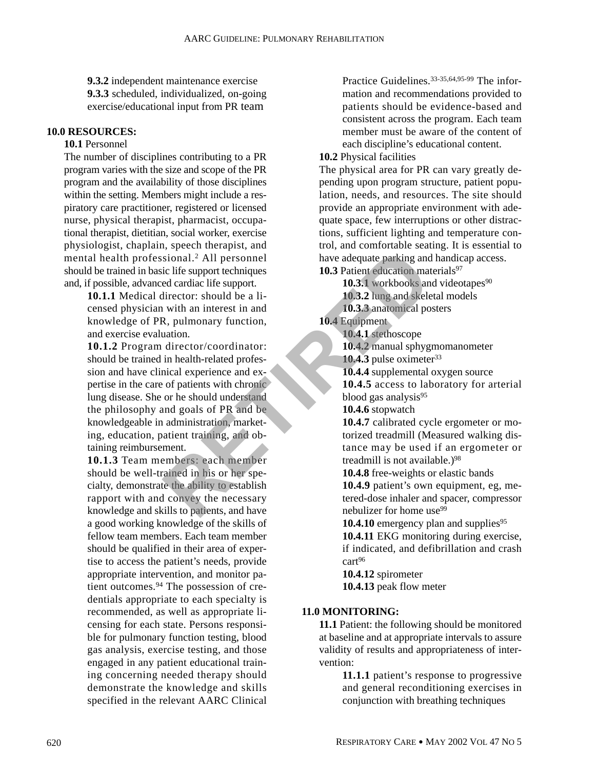**9.3.2** independent maintenance exercise

**9.3.3** scheduled, individualized, on-going exercise/educational input from PR team

**10.0 RESOURCES:**

**10.1** Personnel

The number of disciplines contributing to a PR program varies with the size and scope of the PR program and the availability of those disciplines within the setting. Members might include a respiratory care practitioner, registered or licensed nurse, physical therapist, pharmacist, occupational therapist, dietitian, social worker, exercise physiologist, chaplain, speech therapist, and mental health professional.[2] All personnel should be trained in basic life support techniques and, if possible, advanced cardiac life support.

**10.1.1** Medical director: should be a licensed physician with an interest in and knowledge of PR, pulmonary function, and exercise evaluation.

**10.1.2** Program director/coordinator: should be trained in health-related profession and have clinical experience and expertise in the care of patients with chronic lung disease. She or he should understand the philosophy and goals of PR and be knowledgeable in administration, marketing, education, patient training, and obtaining reimbursement.

**10.1.3** Team members: each member should be well-trained in his or her specialty, demonstrate the ability to establish rapport with and convey the necessary knowledge and skills to patients, and have a good working knowledge of the skills of fellow team members. Each team member should be qualified in their area of expertise to access the patient's needs, provide appropriate intervention, and monitor patient outcomes.[94] The possession of credentials appropriate to each specialty is recommended, as well as appropriate licensing for each state. Persons responsible for pulmonary function testing, blood gas analysis, exercise testing, and those engaged in any patient educational training concerning needed therapy should demonstrate the knowledge and skills specified in the relevant AARC Clinical Practice Guidelines.[33-35,64,95-99] The information and recommendations provided to patients should be evidence-based and consistent across the program. Each team member must be aware of the content of each discipline's educational content.

**10.2** Physical facilities

The physical area for PR can vary greatly depending upon program structure, patient population, needs, and resources. The site should provide an appropriate environment with adequate space, few interruptions or other distractions, sufficient lighting and temperature control, and comfortable seating. It is essential to have adequate parking and handicap access.

**10.3** Patient education materials[97]

**10.3.1** workbooks and videotapes[90]

**10.3.2** lung and skeletal models

**10.3.3** anatomical posters

**10.4** Equipment

**10.4.1** stethoscope

**10.4.2** manual sphygmomanometer

**10.4.3** pulse oximeter[33]

**10.4.4** supplemental oxygen source

**10.4.5** access to laboratory for arterial blood gas analysis[95]

**10.4.6** stopwatch

**10.4.7** calibrated cycle ergometer or motorized treadmill (Measured walking distance may be used if an ergometer or treadmill is not available.)[98]

**10.4.8** free-weights or elastic bands

**10.4.9** patient's own equipment, eg, metered-dose inhaler and spacer, compressor nebulizer for home use[99]

**10.4.10** emergency plan and supplies[95]

**10.4.11** EKG monitoring during exercise, if indicated, and defibrillation and crash cart[96]

**10.4.12** spirometer

**10.4.13** peak flow meter

**11.0 MONITORING:**

**11.1** Patient: the following should be monitored at baseline and at appropriate intervals to assure validity of results and appropriateness of intervention:

**11.1.1** patient's response to progressive and general reconditioning exercises in conjunction with breathing techniques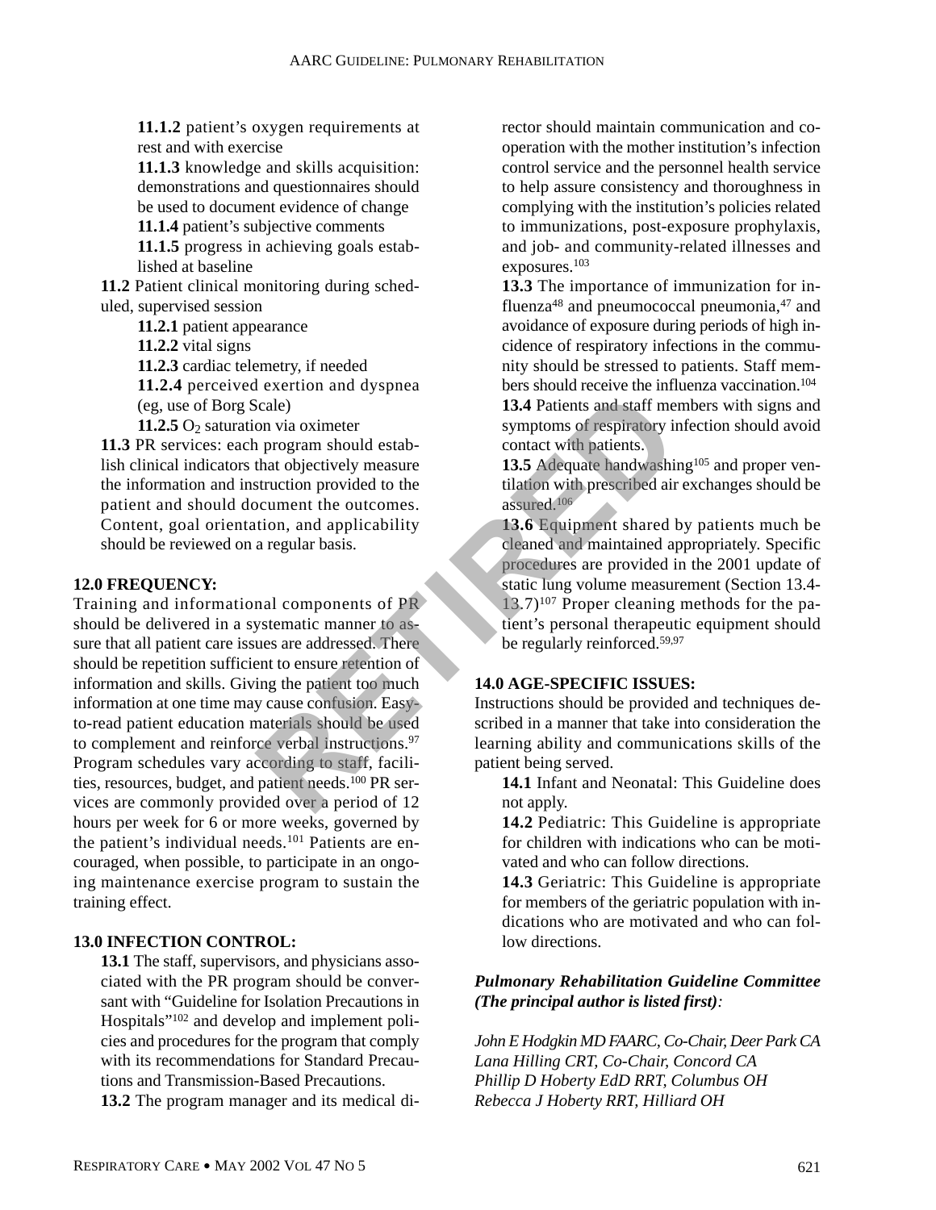**11.1.2** patient's oxygen requirements at rest and with exercise

**11.1.3** knowledge and skills acquisition: demonstrations and questionnaires should be used to document evidence of change

**11.1.4** patient's subjective comments

**11.1.5** progress in achieving goals established at baseline

**11.2** Patient clinical monitoring during scheduled, supervised session

**11.2.1** patient appearance

**11.2.2** vital signs

**11.2.3** cardiac telemetry, if needed

**11.2.4** perceived exertion and dyspnea (eg, use of Borg Scale)

**11.2.5** $O_2$ saturation via oximeter

**11.3** PR services: each program should establish clinical indicators that objectively measure the information and instruction provided to the patient and should document the outcomes. Content, goal orientation, and applicability should be reviewed on a regular basis.

**12.0 FREQUENCY:**

Training and informational components of PR should be delivered in a systematic manner to assure that all patient care issues are addressed. There should be repetition sufficient to ensure retention of information and skills. Giving the patient too much information at one time may cause confusion. Easy-to-read patient education materials should be used to complement and reinforce verbal instructions.[97] Program schedules vary according to staff, facilities, resources, budget, and patient needs.[100] PR services are commonly provided over a period of 12 hours per week for 6 or more weeks, governed by the patient's individual needs.[101] Patients are encouraged, when possible, to participate in an ongoing maintenance exercise program to sustain the training effect.

**13.0 INFECTION CONTROL:**

**13.1** The staff, supervisors, and physicians associated with the PR program should be conversant with "Guideline for Isolation Precautions in Hospitals"[102] and develop and implement policies and procedures for the program that comply with its recommendations for Standard Precautions and Transmission-Based Precautions.

**13.2** The program manager and its medical director should maintain communication and cooperation with the mother institution's infection control service and the personnel health service to help assure consistency and thoroughness in complying with the institution's policies related to immunizations, post-exposure prophylaxis, and job- and community-related illnesses and exposures.[103]

**13.3** The importance of immunization for influenza[48] and pneumococcal pneumonia,[47] and avoidance of exposure during periods of high incidence of respiratory infections in the community should be stressed to patients. Staff members should receive the influenza vaccination.[104]

**13.4** Patients and staff members with signs and symptoms of respiratory infection should avoid contact with patients.

**13.5** Adequate handwashing[105] and proper ventilation with prescribed air exchanges should be assured.[106]

**13.6** Equipment shared by patients much be cleaned and maintained appropriately. Specific procedures are provided in the 2001 update of static lung volume measurement (Section 13.4-13.7)[107] Proper cleaning methods for the patient's personal therapeutic equipment should be regularly reinforced.[59,97]

**14.0 AGE-SPECIFIC ISSUES:**

Instructions should be provided and techniques described in a manner that take into consideration the learning ability and communications skills of the patient being served.

**14.1** Infant and Neonatal: This Guideline does not apply.

**14.2** Pediatric: This Guideline is appropriate for children with indications who can be motivated and who can follow directions.

**14.3** Geriatric: This Guideline is appropriate for members of the geriatric population with indications who are motivated and who can follow directions.

***Pulmonary Rehabilitation Guideline Committee (The principal author is listed first):***

*John E Hodgkin MD FAARC, Co-Chair, Deer Park CA*
*Lana Hilling CRT, Co-Chair, Concord CA*
*Phillip D Hoberty EdD RRT, Columbus OH*
*Rebecca J Hoberty RRT, Hilliard OH*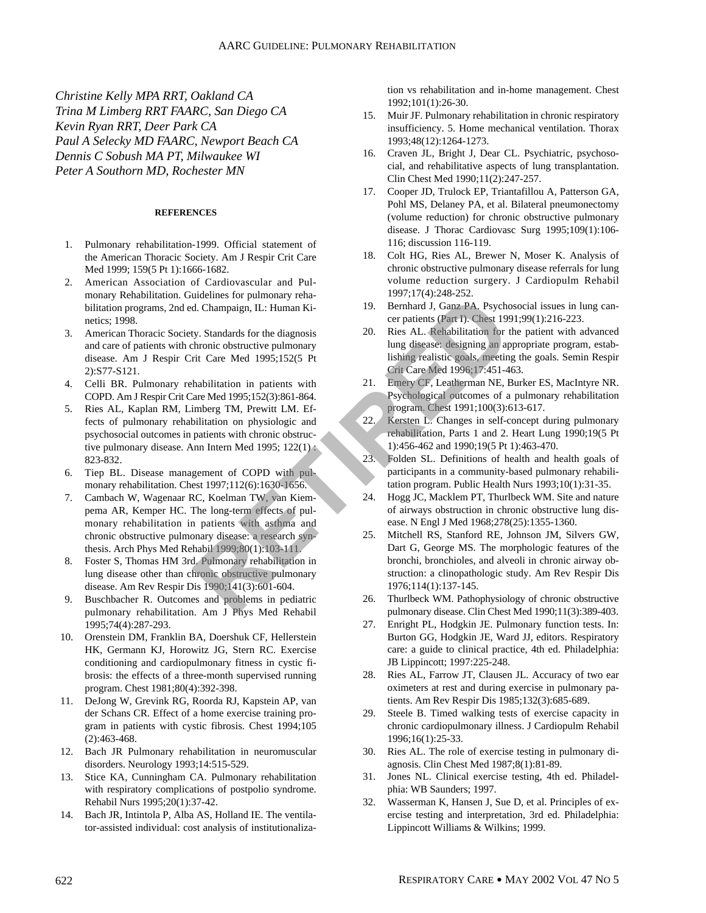*Christine Kelly MPA RRT, Oakland CA*
*Trina M Limberg RRT FAARC, San Diego CA*
*Kevin Ryan RRT, Deer Park CA*
*Paul A Selecky MD FAARC, Newport Beach CA*
*Dennis C Sobush MA PT, Milwaukee WI*
*Peter A Southorn MD, Rochester MN*

**REFERENCES**

1. Pulmonary rehabilitation-1999. Official statement of the American Thoracic Society. Am J Respir Crit Care Med 1999; 159(5 Pt 1):1666-1682.
2. American Association of Cardiovascular and Pulmonary Rehabilitation. Guidelines for pulmonary rehabilitation programs, 2nd ed. Champaign, IL: Human Kinetics; 1998.
3. American Thoracic Society. Standards for the diagnosis and care of patients with chronic obstructive pulmonary disease. Am J Respir Crit Care Med 1995;152(5 Pt 2):S77-S121.
4. Celli BR. Pulmonary rehabilitation in patients with COPD. Am J Respir Crit Care Med 1995;152(3):861-864.
5. Ries AL, Kaplan RM, Limberg TM, Prewitt LM. Effects of pulmonary rehabilitation on physiologic and psychosocial outcomes in patients with chronic obstructive pulmonary disease. Ann Intern Med 1995; 122(11): 823-832.
6. Tiep BL. Disease management of COPD with pulmonary rehabilitation. Chest 1997;112(6):1630-1656.
7. Cambach W, Wagenaar RC, Koelman TW, van Kiempema AR, Kemper HC. The long-term effects of pulmonary rehabilitation in patients with asthma and chronic obstructive pulmonary disease: a research synthesis. Arch Phys Med Rehabil 1999;80(1):103-111.
8. Foster S, Thomas HM 3rd. Pulmonary rehabilitation in lung disease other than chronic obstructive pulmonary disease. Am Rev Respir Dis 1990;141(3):601-604.
9. Buschbacher R. Outcomes and problems in pediatric pulmonary rehabilitation. Am J Phys Med Rehabil 1995;74(4):287-293.
10. Orenstein DM, Franklin BA, Doershuk CF, Hellerstein HK, Germann KJ, Horowitz JG, Stern RC. Exercise conditioning and cardiopulmonary fitness in cystic fibrosis: the effects of a three-month supervised running program. Chest 1981;80(4):392-398.
11. DeJong W, Grevink RG, Roorda RJ, Kapstein AP, van der Schans CR. Effect of a home exercise training program in patients with cystic fibrosis. Chest 1994;105 (2):463-468.
12. Bach JR Pulmonary rehabilitation in neuromuscular disorders. Neurology 1993;14:515-529.
13. Stice KA, Cunningham CA. Pulmonary rehabilitation with respiratory complications of postpolio syndrome. Rehabil Nurs 1995;20(1):37-42.
14. Bach JR, Intintola P, Alba AS, Holland IE. The ventilator-assisted individual: cost analysis of institutionalization vs rehabilitation and in-home management. Chest 1992;101(1):26-30.
15. Muir JF. Pulmonary rehabilitation in chronic respiratory insufficiency. 5. Home mechanical ventilation. Thorax 1993;48(12):1264-1273.
16. Craven JL, Bright J, Dear CL. Psychiatric, psychosocial, and rehabilitative aspects of lung transplantation. Clin Chest Med 1990;11(2):247-257.
17. Cooper JD, Trulock EP, Triantafillou A, Patterson GA, Pohl MS, Delaney PA, et al. Bilateral pneumonectomy (volume reduction) for chronic obstructive pulmonary disease. J Thorac Cardiovasc Surg 1995;109(1):106-116; discussion 116-119.
18. Colt HG, Ries AL, Brewer N, Moser K. Analysis of chronic obstructive pulmonary disease referrals for lung volume reduction surgery. J Cardiopulm Rehabil 1997;17(4):248-252.
19. Bernhard J, Ganz PA. Psychosocial issues in lung cancer patients (Part I). Chest 1991;99(1):216-223.
20. Ries AL. Rehabilitation for the patient with advanced lung disease: designing an appropriate program, establishing realistic goals, meeting the goals. Semin Respir Crit Care Med 1996;17:451-463.
21. Emery CF, Leatherman NE, Burker ES, MacIntyre NR. Psychological outcomes of a pulmonary rehabilitation program. Chest 1991;100(3):613-617.
22. Kersten L. Changes in self-concept during pulmonary rehabilitation, Parts 1 and 2. Heart Lung 1990;19(5 Pt 1):456-462 and 1990;19(5 Pt 1):463-470.
23. Folden SL. Definitions of health and health goals of participants in a community-based pulmonary rehabilitation program. Public Health Nurs 1993;10(1):31-35.
24. Hogg JC, Macklem PT, Thurlbeck WM. Site and nature of airways obstruction in chronic obstructive lung disease. N Engl J Med 1968;278(25):1355-1360.
25. Mitchell RS, Stanford RE, Johnson JM, Silvers GW, Dart G, George MS. The morphologic features of the bronchi, bronchioles, and alveoli in chronic airway obstruction: a clinopathologic study. Am Rev Respir Dis 1976;114(1):137-145.
26. Thurlbeck WM. Pathophysiology of chronic obstructive pulmonary disease. Clin Chest Med 1990;11(3):389-403.
27. Enright PL, Hodgkin JE. Pulmonary function tests. In: Burton GG, Hodgkin JE, Ward JJ, editors. Respiratory care: a guide to clinical practice, 4th ed. Philadelphia: JB Lippincott; 1997:225-248.
28. Ries AL, Farrow JT, Clausen JL. Accuracy of two ear oximeters at rest and during exercise in pulmonary patients. Am Rev Respir Dis 1985;132(3):685-689.
29. Steele B. Timed walking tests of exercise capacity in chronic cardiopulmonary illness. J Cardiopulm Rehabil 1996;16(1):25-33.
30. Ries AL. The role of exercise testing in pulmonary diagnosis. Clin Chest Med 1987;8(1):81-89.
31. Jones NL. Clinical exercise testing, 4th ed. Philadelphia: WB Saunders; 1997.
32. Wasserman K, Hansen J, Sue D, et al. Principles of exercise testing and interpretation, 3rd ed. Philadelphia: Lippincott Williams & Wilkins; 1999.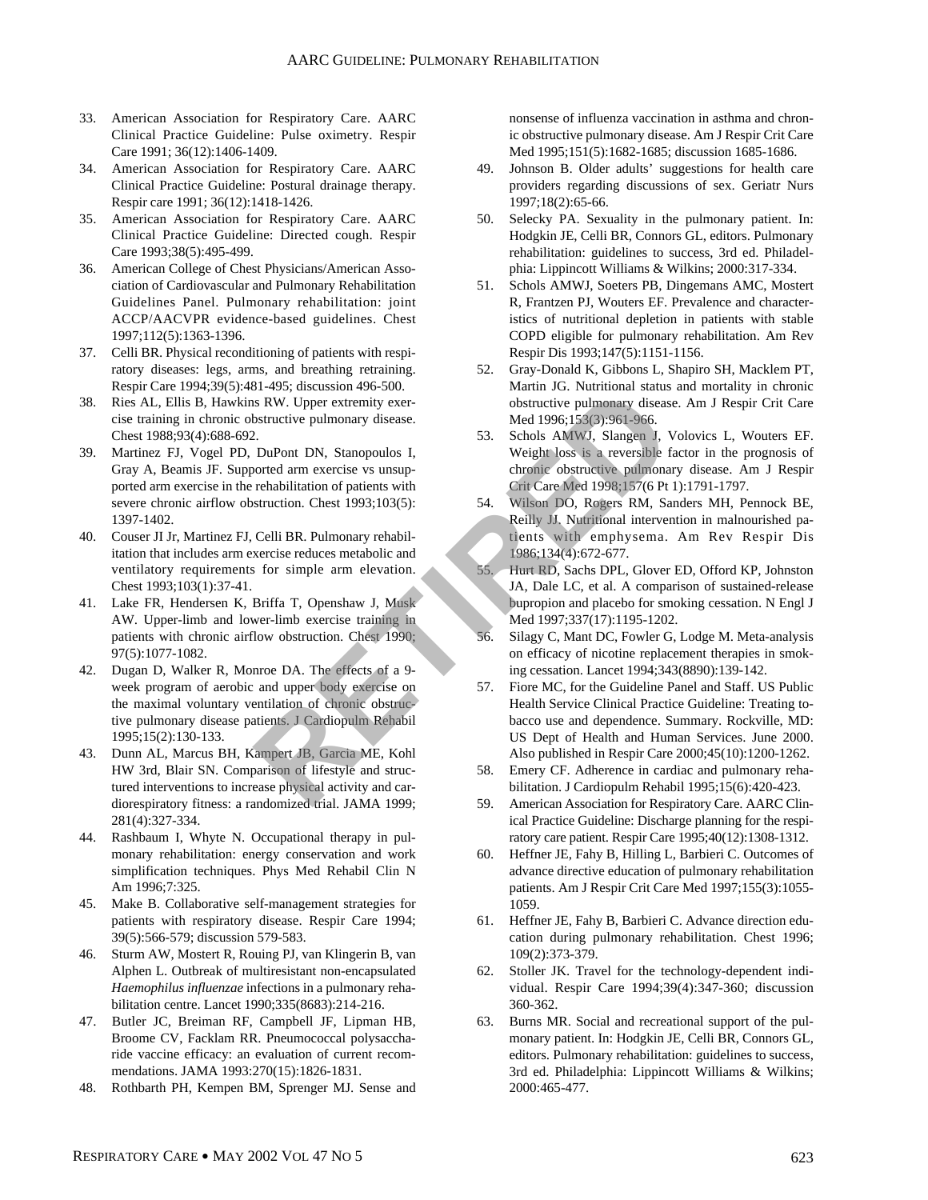33. American Association for Respiratory Care. AARC Clinical Practice Guideline: Pulse oximetry. Respir Care 1991; 36(12):1406-1409.
34. American Association for Respiratory Care. AARC Clinical Practice Guideline: Postural drainage therapy. Respir care 1991; 36(12):1418-1426.
35. American Association for Respiratory Care. AARC Clinical Practice Guideline: Directed cough. Respir Care 1993;38(5):495-499.
36. American College of Chest Physicians/American Association of Cardiovascular and Pulmonary Rehabilitation Guidelines Panel. Pulmonary rehabilitation: joint ACCP/AACVPR evidence-based guidelines. Chest 1997;112(5):1363-1396.
37. Celli BR. Physical reconditioning of patients with respiratory diseases: legs, arms, and breathing retraining. Respir Care 1994;39(5):481-495; discussion 496-500.
38. Ries AL, Ellis B, Hawkins RW. Upper extremity exercise training in chronic obstructive pulmonary disease. Chest 1988;93(4):688-692.
39. Martinez FJ, Vogel PD, DuPont DN, Stanopoulos I, Gray A, Beamis JF. Supported arm exercise vs unsupported arm exercise in the rehabilitation of patients with severe chronic airflow obstruction. Chest 1993;103(5): 1397-1402.
40. Couser JI Jr, Martinez FJ, Celli BR. Pulmonary rehabilitation that includes arm exercise reduces metabolic and ventilatory requirements for simple arm elevation. Chest 1993;103(1):37-41.
41. Lake FR, Hendersen K, Briffa T, Openshaw J, Musk AW. Upper-limb and lower-limb exercise training in patients with chronic airflow obstruction. Chest 1990; 97(5):1077-1082.
42. Dugan D, Walker R, Monroe DA. The effects of a 9-week program of aerobic and upper body exercise on the maximal voluntary ventilation of chronic obstructive pulmonary disease patients. J Cardiopulm Rehabil 1995;15(2):130-133.
43. Dunn AL, Marcus BH, Kampert JB, Garcia ME, Kohl HW 3rd, Blair SN. Comparison of lifestyle and structured interventions to increase physical activity and cardiorespiratory fitness: a randomized trial. JAMA 1999; 281(4):327-334.
44. Rashbaum I, Whyte N. Occupational therapy in pulmonary rehabilitation: energy conservation and work simplification techniques. Phys Med Rehabil Clin N Am 1996;7:325.
45. Make B. Collaborative self-management strategies for patients with respiratory disease. Respir Care 1994; 39(5):566-579; discussion 579-583.
46. Sturm AW, Mostert R, Rouing PJ, van Klingerin B, van Alphen L. Outbreak of multiresistant non-encapsulated *Haemophilus influenzae* infections in a pulmonary rehabilitation centre. Lancet 1990;335(8683):214-216.
47. Butler JC, Breiman RF, Campbell JF, Lipman HB, Broome CV, Facklam RR. Pneumococcal polysaccharide vaccine efficacy: an evaluation of current recommendations. JAMA 1993:270(15):1826-1831.
48. Rothbarth PH, Kempen BM, Sprenger MJ. Sense and nonsense of influenza vaccination in asthma and chronic obstructive pulmonary disease. Am J Respir Crit Care Med 1995;151(5):1682-1685; discussion 1685-1686.
49. Johnson B. Older adults' suggestions for health care providers regarding discussions of sex. Geriatr Nurs 1997;18(2):65-66.
50. Selecky PA. Sexuality in the pulmonary patient. In: Hodgkin JE, Celli BR, Connors GL, editors. Pulmonary rehabilitation: guidelines to success, 3rd ed. Philadelphia: Lippincott Williams & Wilkins; 2000:317-334.
51. Schols AMWJ, Soeters PB, Dingemans AMC, Mostert R, Frantzen PJ, Wouters EF. Prevalence and characteristics of nutritional depletion in patients with stable COPD eligible for pulmonary rehabilitation. Am Rev Respir Dis 1993;147(5):1151-1156.
52. Gray-Donald K, Gibbons L, Shapiro SH, Macklem PT, Martin JG. Nutritional status and mortality in chronic obstructive pulmonary disease. Am J Respir Crit Care Med 1996;153(3):961-966.
53. Schols AMWJ, Slangen J, Volovics L, Wouters EF. Weight loss is a reversible factor in the prognosis of chronic obstructive pulmonary disease. Am J Respir Crit Care Med 1998;157(6 Pt 1):1791-1797.
54. Wilson DO, Rogers RM, Sanders MH, Pennock BE, Reilly JJ. Nutritional intervention in malnourished patients with emphysema. Am Rev Respir Dis 1986;134(4):672-677.
55. Hurt RD, Sachs DPL, Glover ED, Offord KP, Johnston JA, Dale LC, et al. A comparison of sustained-release bupropion and placebo for smoking cessation. N Engl J Med 1997;337(17):1195-1202.
56. Silagy C, Mant DC, Fowler G, Lodge M. Meta-analysis on efficacy of nicotine replacement therapies in smoking cessation. Lancet 1994;343(8890):139-142.
57. Fiore MC, for the Guideline Panel and Staff. US Public Health Service Clinical Practice Guideline: Treating tobacco use and dependence. Summary. Rockville, MD: US Dept of Health and Human Services. June 2000. Also published in Respir Care 2000;45(10):1200-1262.
58. Emery CF. Adherence in cardiac and pulmonary rehabilitation. J Cardiopulm Rehabil 1995;15(6):420-423.
59. American Association for Respiratory Care. AARC Clinical Practice Guideline: Discharge planning for the respiratory care patient. Respir Care 1995;40(12):1308-1312.
60. Heffner JE, Fahy B, Hilling L, Barbieri C. Outcomes of advance directive education of pulmonary rehabilitation patients. Am J Respir Crit Care Med 1997;155(3):1055-1059.
61. Heffner JE, Fahy B, Barbieri C. Advance direction education during pulmonary rehabilitation. Chest 1996; 109(2):373-379.
62. Stoller JK. Travel for the technology-dependent individual. Respir Care 1994;39(4):347-360; discussion 360-362.
63. Burns MR. Social and recreational support of the pulmonary patient. In: Hodgkin JE, Celli BR, Connors GL, editors. Pulmonary rehabilitation: guidelines to success, 3rd ed. Philadelphia: Lippincott Williams & Wilkins; 2000:465-477.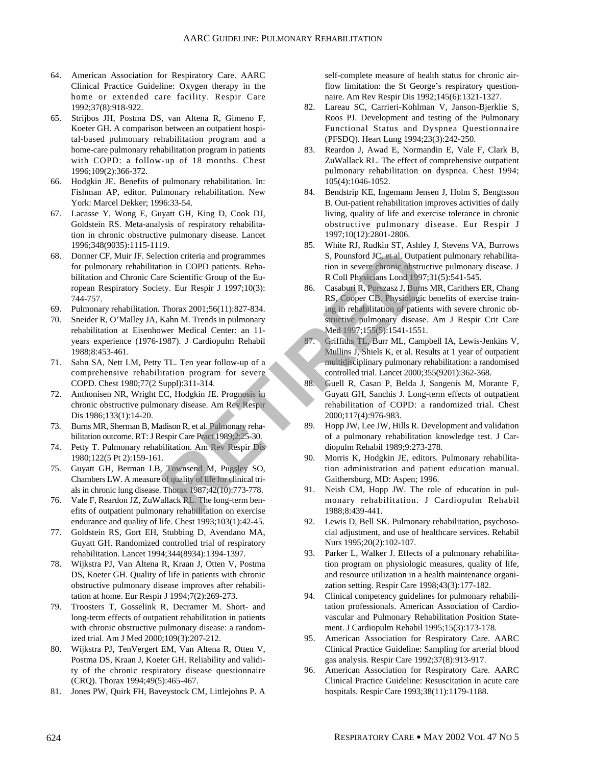64. American Association for Respiratory Care. AARC Clinical Practice Guideline: Oxygen therapy in the home or extended care facility. Respir Care 1992;37(8):918-922.
65. Strijbos JH, Postma DS, van Altena R, Gimeno F, Koeter GH. A comparison between an outpatient hospital-based pulmonary rehabilitation program and a home-care pulmonary rehabilitation program in patients with COPD: a follow-up of 18 months. Chest 1996;109(2):366-372.
66. Hodgkin JE. Benefits of pulmonary rehabilitation. In: Fishman AP, editor. Pulmonary rehabilitation. New York: Marcel Dekker; 1996:33-54.
67. Lacasse Y, Wong E, Guyatt GH, King D, Cook DJ, Goldstein RS. Meta-analysis of respiratory rehabilitation in chronic obstructive pulmonary disease. Lancet 1996;348(9035):1115-1119.
68. Donner CF, Muir JF. Selection criteria and programmes for pulmonary rehabilitation in COPD patients. Rehabilitation and Chronic Care Scientific Group of the European Respiratory Society. Eur Respir J 1997;10(3):744-757.
69. Pulmonary rehabilitation. Thorax 2001;56(11):827-834.
70. Sneider R, O'Malley JA, Kahn M. Trends in pulmonary rehabilitation at Eisenhower Medical Center: an 11-years experience (1976-1987). J Cardiopulm Rehabil 1988;8:453-461.
71. Sahn SA, Nett LM, Petty TL. Ten year follow-up of a comprehensive rehabilitation program for severe COPD. Chest 1980;77(2 Suppl):311-314.
72. Anthonisen NR, Wright EC, Hodgkin JE. Prognosis in chronic obstructive pulmonary disease. Am Rev Respir Dis 1986;133(1):14-20.
73. Burns MR, Sherman B, Madison R, et al. Pulmonary rehabilitation outcome. RT: J Respir Care Pract 1989;2:25-30.
74. Petty T. Pulmonary rehabilitation. Am Rev Respir Dis 1980;122(5 Pt 2):159-161.
75. Guyatt GH, Berman LB, Townsend M, Pugsley SO, Chambers LW. A measure of quality of life for clinical trials in chronic lung disease. Thorax 1987;42(10):773-778.
76. Vale F, Reardon JZ, ZuWallack RL. The long-term benefits of outpatient pulmonary rehabilitation on exercise endurance and quality of life. Chest 1993;103(1):42-45.
77. Goldstein RS, Gort EH, Stubbing D, Avendano MA, Guyatt GH. Randomized controlled trial of respiratory rehabilitation. Lancet 1994;344(8934):1394-1397.
78. Wijkstra PJ, Van Altena R, Kraan J, Otten V, Postma DS, Koeter GH. Quality of life in patients with chronic obstructive pulmonary disease improves after rehabilitation at home. Eur Respir J 1994;7(2):269-273.
79. Troosters T, Gosselink R, Decramer M. Short- and long-term effects of outpatient rehabilitation in patients with chronic obstructive pulmonary disease: a randomized trial. Am J Med 2000;109(3):207-212.
80. Wijkstra PJ, TenVergert EM, Van Altena R, Otten V, Postma DS, Kraan J, Koeter GH. Reliability and validity of the chronic respiratory disease questionnaire (CRQ). Thorax 1994;49(5):465-467.
81. Jones PW, Quirk FH, Baveystock CM, Littlejohns P. A self-complete measure of health status for chronic airflow limitation: the St George's respiratory questionnaire. Am Rev Respir Dis 1992;145(6):1321-1327.
82. Lareau SC, Carrieri-Kohlman V, Janson-Bjerklie S, Roos PJ. Development and testing of the Pulmonary Functional Status and Dyspnea Questionnaire (PFSDQ). Heart Lung 1994;23(3):242-250.
83. Reardon J, Awad E, Normandin E, Vale F, Clark B, ZuWallack RL. The effect of comprehensive outpatient pulmonary rehabilitation on dyspnea. Chest 1994;105(4):1046-1052.
84. Bendstrip KE, Ingemann Jensen J, Holm S, Bengtsson B. Out-patient rehabilitation improves activities of daily living, quality of life and exercise tolerance in chronic obstructive pulmonary disease. Eur Respir J 1997;10(12):2801-2806.
85. White RJ, Rudkin ST, Ashley J, Stevens VA, Burrows S, Pounsford JC, et al. Outpatient pulmonary rehabilitation in severe chronic obstructive pulmonary disease. J R Coll Physicians Lond 1997;31(5):541-545.
86. Casaburi R, Porszasz J, Burns MR, Carithers ER, Chang RS, Cooper CB. Physiologic benefits of exercise training in rehabilitation of patients with severe chronic obstructive pulmonary disease. Am J Respir Crit Care Med 1997;155(5):1541-1551.
87. Griffiths TL, Burr ML, Campbell IA, Lewis-Jenkins V, Mullins J, Shiels K, et al. Results at 1 year of outpatient multidisciplinary pulmonary rehabilitation: a randomised controlled trial. Lancet 2000;355(9201):362-368.
88. Guell R, Casan P, Belda J, Sangenis M, Morante F, Guyatt GH, Sanchis J. Long-term effects of outpatient rehabilitation of COPD: a randomized trial. Chest 2000;117(4):976-983.
89. Hopp JW, Lee JW, Hills R. Development and validation of a pulmonary rehabilitation knowledge test. J Cardiopulm Rehabil 1989;9:273-278.
90. Morris K, Hodgkin JE, editors. Pulmonary rehabilitation administration and patient education manual. Gaithersburg, MD: Aspen; 1996.
91. Neish CM, Hopp JW. The role of education in pulmonary rehabilitation. J Cardiopulm Rehabil 1988;8:439-441.
92. Lewis D, Bell SK. Pulmonary rehabilitation, psychosocial adjustment, and use of healthcare services. Rehabil Nurs 1995;20(2):102-107.
93. Parker L, Walker J. Effects of a pulmonary rehabilitation program on physiologic measures, quality of life, and resource utilization in a health maintenance organization setting. Respir Care 1998;43(3):177-182.
94. Clinical competency guidelines for pulmonary rehabilitation professionals. American Association of Cardiovascular and Pulmonary Rehabilitation Position Statement. J Cardiopulm Rehabil 1995;15(3):173-178.
95. American Association for Respiratory Care. AARC Clinical Practice Guideline: Sampling for arterial blood gas analysis. Respir Care 1992;37(8):913-917.
96. American Association for Respiratory Care. AARC Clinical Practice Guideline: Resuscitation in acute care hospitals. Respir Care 1993;38(11):1179-1188.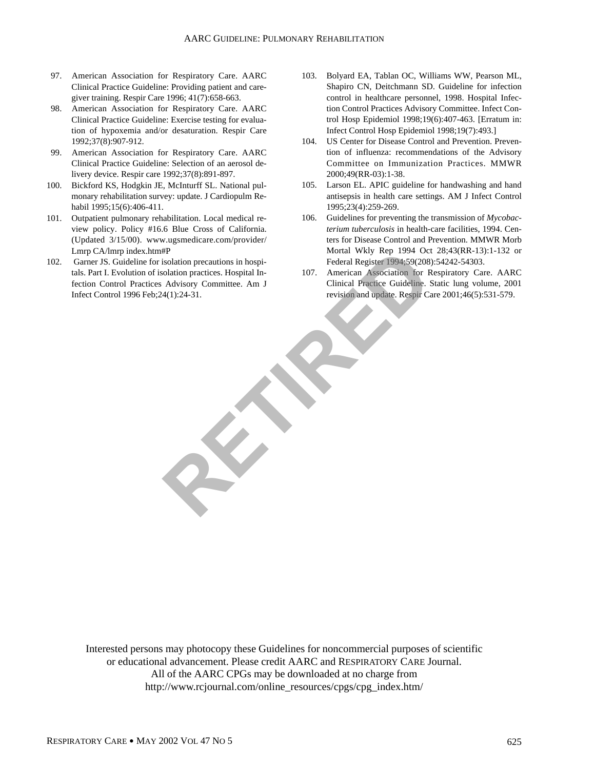97. American Association for Respiratory Care. AARC Clinical Practice Guideline: Providing patient and caregiver training. Respir Care 1996; 41(7):658-663.
98. American Association for Respiratory Care. AARC Clinical Practice Guideline: Exercise testing for evaluation of hypoxemia and/or desaturation. Respir Care 1992;37(8):907-912.
99. American Association for Respiratory Care. AARC Clinical Practice Guideline: Selection of an aerosol delivery device. Respir care 1992;37(8):891-897.
100. Bickford KS, Hodgkin JE, McInturff SL. National pulmonary rehabilitation survey: update. J Cardiopulm Rehabil 1995;15(6):406-411.
101. Outpatient pulmonary rehabilitation. Local medical review policy. Policy #16.6 Blue Cross of California. (Updated 3/15/00). www.ugsmedicare.com/provider/Lmrp CA/lmrp index.htm#P
102. Garner JS. Guideline for isolation precautions in hospitals. Part I. Evolution of isolation practices. Hospital Infection Control Practices Advisory Committee. Am J Infect Control 1996 Feb;24(1):24-31.
103. Bolyard EA, Tablan OC, Williams WW, Pearson ML, Shapiro CN, Deitchmann SD. Guideline for infection control in healthcare personnel, 1998. Hospital Infection Control Practices Advisory Committee. Infect Control Hosp Epidemiol 1998;19(6):407-463. [Erratum in: Infect Control Hosp Epidemiol 1998;19(7):493.]
104. US Center for Disease Control and Prevention. Prevention of influenza: recommendations of the Advisory Committee on Immunization Practices. MMWR 2000;49(RR-03):1-38.
105. Larson EL. APIC guideline for handwashing and hand antisepsis in health care settings. AM J Infect Control 1995;23(4):259-269.
106. Guidelines for preventing the transmission of *Mycobacterium tuberculosis* in health-care facilities, 1994. Centers for Disease Control and Prevention. MMWR Morb Mortal Wkly Rep 1994 Oct 28;43(RR-13):1-132 or Federal Register 1994;59(208):54242-54303.
107. American Association for Respiratory Care. AARC Clinical Practice Guideline. Static lung volume, 2001 revision and update. Respir Care 2001;46(5):531-579.

RETIRED

Interested persons may photocopy these Guidelines for noncommercial purposes of scientific or educational advancement. Please credit AARC and RESPIRATORY CARE Journal. All of the AARC CPGs may be downloaded at no charge from http://www.rcjournal.com/online_resources/cpgs/cpg_index.htm/